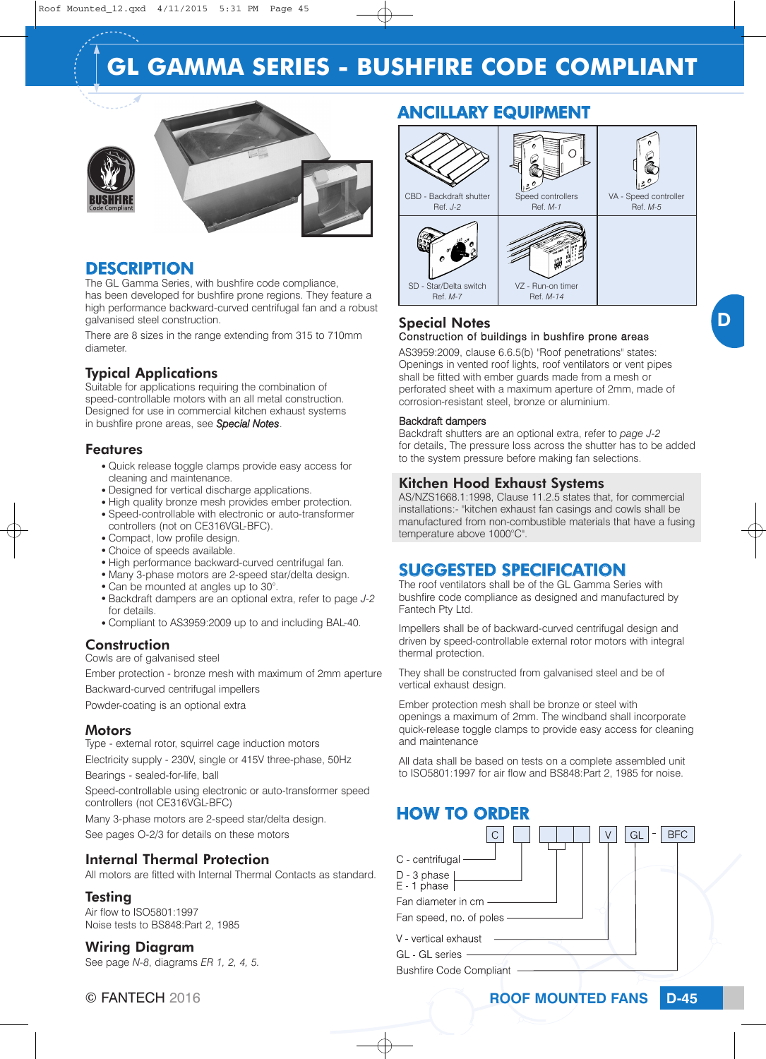# GL GAMMA SERIES - BUSHFIRE CODE COMPLIANT

## DESCRIPTION

The GL Gamma Series, with bushfire code compliance, has been developed for bushfire prone regions. They feature a high performance backward-curved centrifugal fan and a robust galvanised steel construction.

There are 8 sizes in the range from 315 to 710mm diameter.

### Typical Applications

Suitable for applications requiring the combination of speed-controllable motors with an all metal construction. Designed for use in commercial kitchen exhaust systems in bushfire prone areas, see *Special Notes*.

### Features

- Quick release toggle clamps provide easy access for cleaning and maintenance.
- Designed for vertical discharge applications.
- High quality bronze mesh provides ember protection.
- Speed-controllable with electronic or auto-transformer controllers (not on CE316VGL-BFC).
- Compact, low profile design.
- Choice of speeds available.
- High performance backward-curved centrifugal fan.
- Many 3-phase motors are 2-speed star/delta design.
- Can be mounted at angles up to 30°.
- Backdraft dampers are an optional extra, refer to page *J-2* for details.
- Compliant to AS3959:2009 up to and including BAL-40.

### Construction

Cowls are of galvanised steel

Ember protection - bronze mesh with maximum of 2mm aperture

Backward-curved centrifugal impellers

Powder-coating is an optional extra

### Motors

Type - external rotor, squirrel cage induction motors

Electricity supply - 230V, single or 415V three-phase, 50Hz

Bearings - sealed-for-life, ball

Speed-controllable using electronic or auto-transformer speed controllers (not CE316VGL-BFC)

Many 3-phase motors are 2-speed star/delta design.

See pages O-2/3 for details on these motors

### Internal Thermal Protection

All motors are fitted with Internal Thermal Contacts as standard.

### Testing

Air flow to ISO5801:1997
Noise tests to BS848:Part 2, 1985

### Wiring Diagram

See page *N-8*, diagrams *ER 1, 2, 4, 5.*

## ANCILLARY EQUIPMENT

| | | |
|---|---|---|
| CBD - Backdraft shutter Ref. *J-2* | Speed controllers Ref. *M-1* | VA - Speed controller Ref. *M-5* |
| SD - Star/Delta switch Ref. *M-7* | VZ - Run-on timer Ref. *M-14* | |

### Special Notes

Construction of buildings in bushfire prone areas

AS3959:2009, clause 6.6.5(b) "Roof penetrations" states: Openings in vented roof lights, roof ventilators or vent pipes shall be fitted with ember guards made from a mesh or perforated sheet with a maximum aperture of 2mm, made of corrosion-resistant steel, bronze or aluminium.

Backdraft dampers

Backdraft shutters are an optional extra, refer to *page J-2* for details. The pressure loss across the shutter has to be added to the system pressure before making fan selections.

### Kitchen Hood Exhaust Systems

AS/NZS1668.1:1998, Clause 11.2.5 states that, for commercial installations:- "kitchen exhaust fan casings and cowls shall be manufactured from non-combustible materials that have a fusing temperature above 1000°C".

## SUGGESTED SPECIFICATION

The roof ventilators shall be of the GL Gamma Series with bushfire code compliance as designed and manufactured by Fantech Pty Ltd.

Impellers shall be of backward-curved centrifugal design and driven by speed-controllable external rotor motors with integral thermal protection.

They shall be constructed from galvanised steel and be of vertical exhaust design.

Ember protection mesh shall be bronze or steel with openings a maximum of 2mm. The windband shall incorporate quick-release toggle clamps to provide easy access for cleaning and maintenance.

All data shall be based on tests on a complete assembled unit to ISO5801:1997 for air flow and BS848:Part 2, 1985 for noise.

## HOW TO ORDER

C [ ] [ ][ ][ ] V GL - BFC

- C - centrifugal
- D - 3 phase / E - 1 phase
- Fan diameter in cm
- Fan speed, no. of poles
- V - vertical exhaust
- GL - GL series
- Bushfire Code Compliant

© FANTECH 2016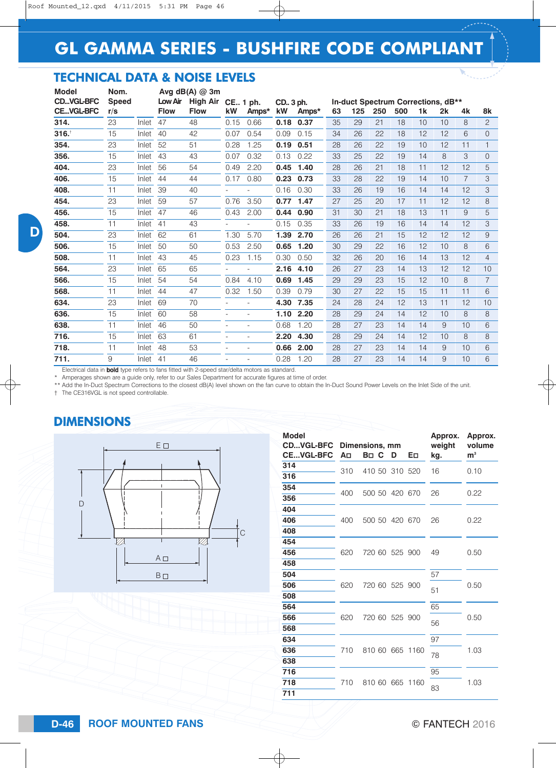# GL GAMMA SERIES - BUSHFIRE CODE COMPLIANT

## TECHNICAL DATA & NOISE LEVELS

| Model CD...VGL-BFC CE...VGL-BFC | Nom. Speed r/s | | Avg dB(A) @ 3m Low Air Flow | High Air Flow | CE.. 1 ph. kW | Amps* | CD.. 3 ph. kW | Amps* | In-duct Spectrum Corrections, dB** 63 | 125 | 250 | 500 | 1k | 2k | 4k | 8k |
|---|---|---|---|---|---|---|---|---|---|---|---|---|---|---|---|---|
| **314.** | 23 | Inlet | 47 | 48 | 0.15 | 0.66 | **0.18** | **0.37** | 35 | 29 | 21 | 18 | 10 | 10 | 8 | 2 |
| **316.**† | 15 | Inlet | 40 | 42 | 0.07 | 0.54 | 0.09 | 0.15 | 34 | 26 | 22 | 18 | 12 | 12 | 6 | 0 |
| **354.** | 23 | Inlet | 52 | 51 | 0.28 | 1.25 | **0.19** | **0.51** | 28 | 26 | 22 | 19 | 10 | 12 | 11 | 1 |
| **356.** | 15 | Inlet | 43 | 43 | 0.07 | 0.32 | 0.13 | 0.22 | 33 | 25 | 22 | 19 | 14 | 8 | 3 | 0 |
| **404.** | 23 | Inlet | 56 | 54 | 0.49 | 2.20 | **0.45** | **1.40** | 28 | 26 | 21 | 18 | 11 | 12 | 12 | 5 |
| **406.** | 15 | Inlet | 44 | 44 | 0.17 | 0.80 | **0.23** | **0.73** | 33 | 28 | 22 | 19 | 14 | 10 | 7 | 3 |
| **408.** | 11 | Inlet | 39 | 40 | - | - | 0.16 | 0.30 | 33 | 26 | 19 | 16 | 14 | 14 | 12 | 3 |
| **454.** | 23 | Inlet | 59 | 57 | 0.76 | 3.50 | **0.77** | **1.47** | 27 | 25 | 20 | 17 | 11 | 12 | 12 | 8 |
| **456.** | 15 | Inlet | 47 | 46 | 0.43 | 2.00 | **0.44** | **0.90** | 31 | 30 | 21 | 18 | 13 | 11 | 9 | 5 |
| **458.** | 11 | Inlet | 41 | 43 | - | - | 0.15 | 0.35 | 33 | 26 | 19 | 16 | 14 | 14 | 12 | 3 |
| **504.** | 23 | Inlet | 62 | 61 | 1.30 | 5.70 | **1.39** | **2.70** | 26 | 26 | 21 | 15 | 12 | 12 | 12 | 9 |
| **506.** | 15 | Inlet | 50 | 50 | 0.53 | 2.50 | **0.65** | **1.20** | 30 | 29 | 22 | 16 | 12 | 10 | 8 | 6 |
| **508.** | 11 | Inlet | 43 | 45 | 0.23 | 1.15 | 0.30 | 0.50 | 32 | 26 | 20 | 16 | 14 | 13 | 12 | 4 |
| **564.** | 23 | Inlet | 65 | 65 | - | - | **2.16** | **4.10** | 26 | 27 | 23 | 14 | 13 | 12 | 12 | 10 |
| **566.** | 15 | Inlet | 54 | 54 | 0.84 | 4.10 | **0.69** | **1.45** | 29 | 29 | 23 | 15 | 12 | 10 | 8 | 7 |
| **568.** | 11 | Inlet | 44 | 47 | 0.32 | 1.50 | 0.39 | 0.79 | 30 | 27 | 22 | 15 | 15 | 11 | 11 | 6 |
| **634.** | 23 | Inlet | 69 | 70 | - | - | **4.30** | **7.35** | 24 | 28 | 24 | 12 | 13 | 11 | 12 | 10 |
| **636.** | 15 | Inlet | 60 | 58 | - | - | **1.10** | **2.20** | 28 | 29 | 24 | 14 | 12 | 10 | 8 | 8 |
| **638.** | 11 | Inlet | 46 | 50 | - | - | 0.68 | 1.20 | 28 | 27 | 23 | 14 | 14 | 9 | 10 | 6 |
| **716.** | 15 | Inlet | 63 | 61 | - | - | **2.20** | **4.30** | 28 | 29 | 24 | 14 | 12 | 10 | 8 | 8 |
| **718.** | 11 | Inlet | 48 | 53 | - | - | **0.66** | **2.00** | 28 | 27 | 23 | 14 | 14 | 9 | 10 | 6 |
| **711.** | 9 | Inlet | 41 | 46 | - | - | 0.28 | 1.20 | 28 | 27 | 23 | 14 | 14 | 9 | 10 | 6 |

Electrical data in **bold** type refers to fans fitted with 2-speed star/delta motors as standard.
\* Amperages shown are a guide only, refer to our Sales Department for accurate figures at time of order.
\*\* Add the In-Duct Spectrum Corrections to the closest dB(A) level shown on the fan curve to obtain the In-Duct Sound Power Levels on the Inlet Side of the unit.
† The CE316VGL is not speed controllable.

## DIMENSIONS

| Model CD...VGL-BFC CE...VGL-BFC | Dimensions, mm A□ | B□ | C | D | E□ | Approx. weight kg. | Approx. volume m³ |
|---|---|---|---|---|---|---|---|
| 314 / 316 | 310 | 410 | 50 | 310 | 520 | 16 | 0.10 |
| 354 / 356 | 400 | 500 | 50 | 420 | 670 | 26 | 0.22 |
| 404 / 406 / 408 | 400 | 500 | 50 | 420 | 670 | 26 | 0.22 |
| 454 / 456 / 458 | 620 | 720 | 60 | 525 | 900 | 49 | 0.50 |
| 504 | 620 | 720 | 60 | 525 | 900 | 57 | 0.50 |
| 506 / 508 | 620 | 720 | 60 | 525 | 900 | 51 | 0.50 |
| 564 | 620 | 720 | 60 | 525 | 900 | 65 | 0.50 |
| 566 / 568 | 620 | 720 | 60 | 525 | 900 | 56 | 0.50 |
| 634 | 710 | 810 | 60 | 665 | 1160 | 97 | 1.03 |
| 636 / 638 | 710 | 810 | 60 | 665 | 1160 | 78 | 1.03 |
| 716 | 710 | 810 | 60 | 665 | 1160 | 95 | 1.03 |
| 718 / 711 | 710 | 810 | 60 | 665 | 1160 | 83 | 1.03 |

ROOF MOUNTED FANS

© FANTECH 2016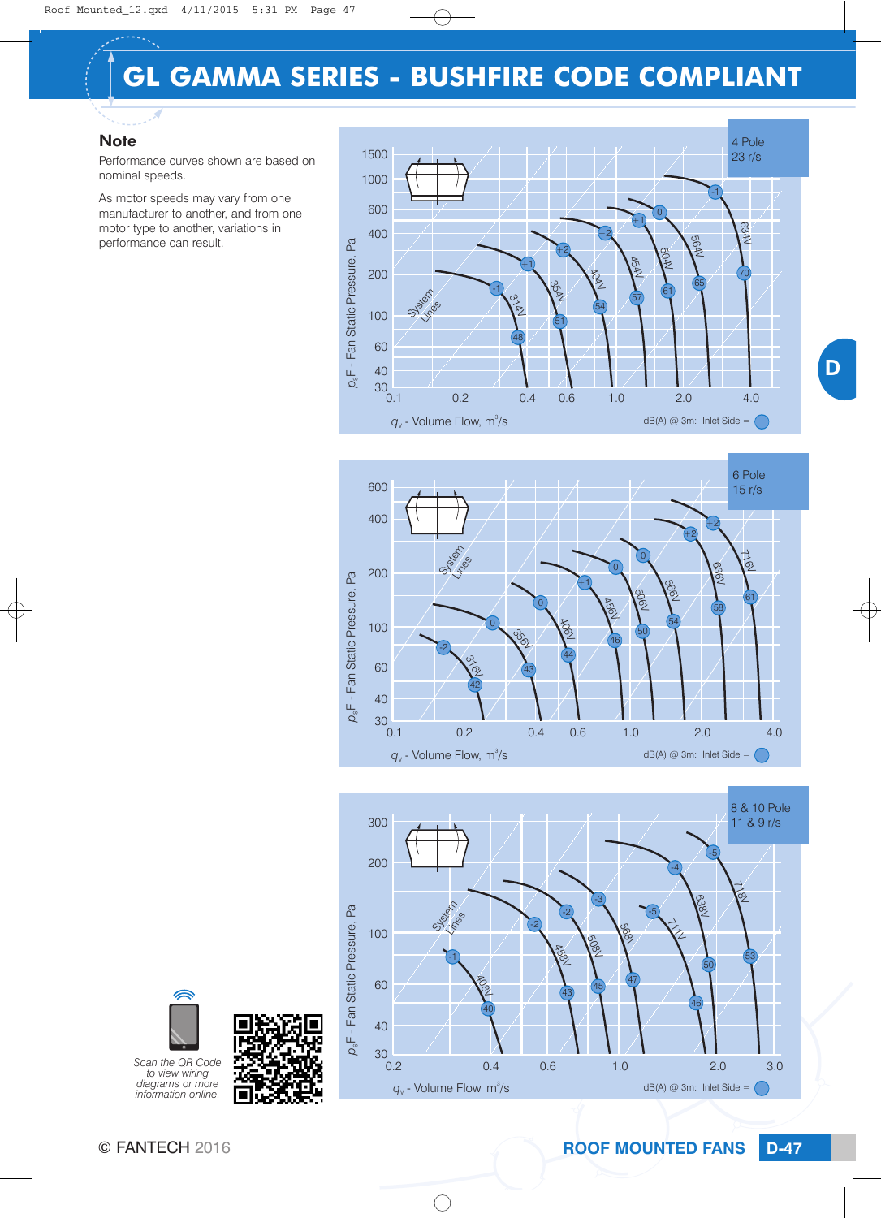# GL GAMMA SERIES - BUSHFIRE CODE COMPLIANT

## Note

Performance curves shown are based on nominal speeds.

As motor speeds may vary from one manufacturer to another, and from one motor type to another, variations in performance can result.

4 Pole
23 r/s

$p_s$F - Fan Static Pressure, Pa

1500
1000
600
400
200
100
60
40
30

0.1
0.2
0.4
0.6
1.0
2.0
4.0

$q_v$ - Volume Flow, $m^3/s$

System Lines

314V
354V
404V
454V
504V
564V
634V

-1 +1 +2 +2 +1 0 -1

48 51 54 57 61 65 70

dB(A) @ 3m: Inlet Side =

6 Pole
15 r/s

$p_s$F - Fan Static Pressure, Pa

600
400
200
100
60
40
30

0.1
0.2
0.4
0.6
1.0
2.0
4.0

$q_v$ - Volume Flow, $m^3/s$

System Lines

316V
356V
406V
456V
506V
566V
636V
716V

-2 0 0 +1 0 0 +2 +2

42 43 44 46 50 54 58 61

dB(A) @ 3m: Inlet Side =

8 & 10 Pole
11 & 9 r/s

$p_s$F - Fan Static Pressure, Pa

300
200
100
60
40
30

0.2
0.4
0.6
1.0
2.0
3.0

$q_v$ - Volume Flow, $m^3/s$

System Lines

408V
458V
508V
568V
711V
638V
718V

-1 -2 -2 -3 -5 -4 -5

40 43 45 47 46 50 53

dB(A) @ 3m: Inlet Side =

Scan the QR Code to view wiring diagrams or more information online.

D

© FANTECH 2016

ROOF MOUNTED FANS